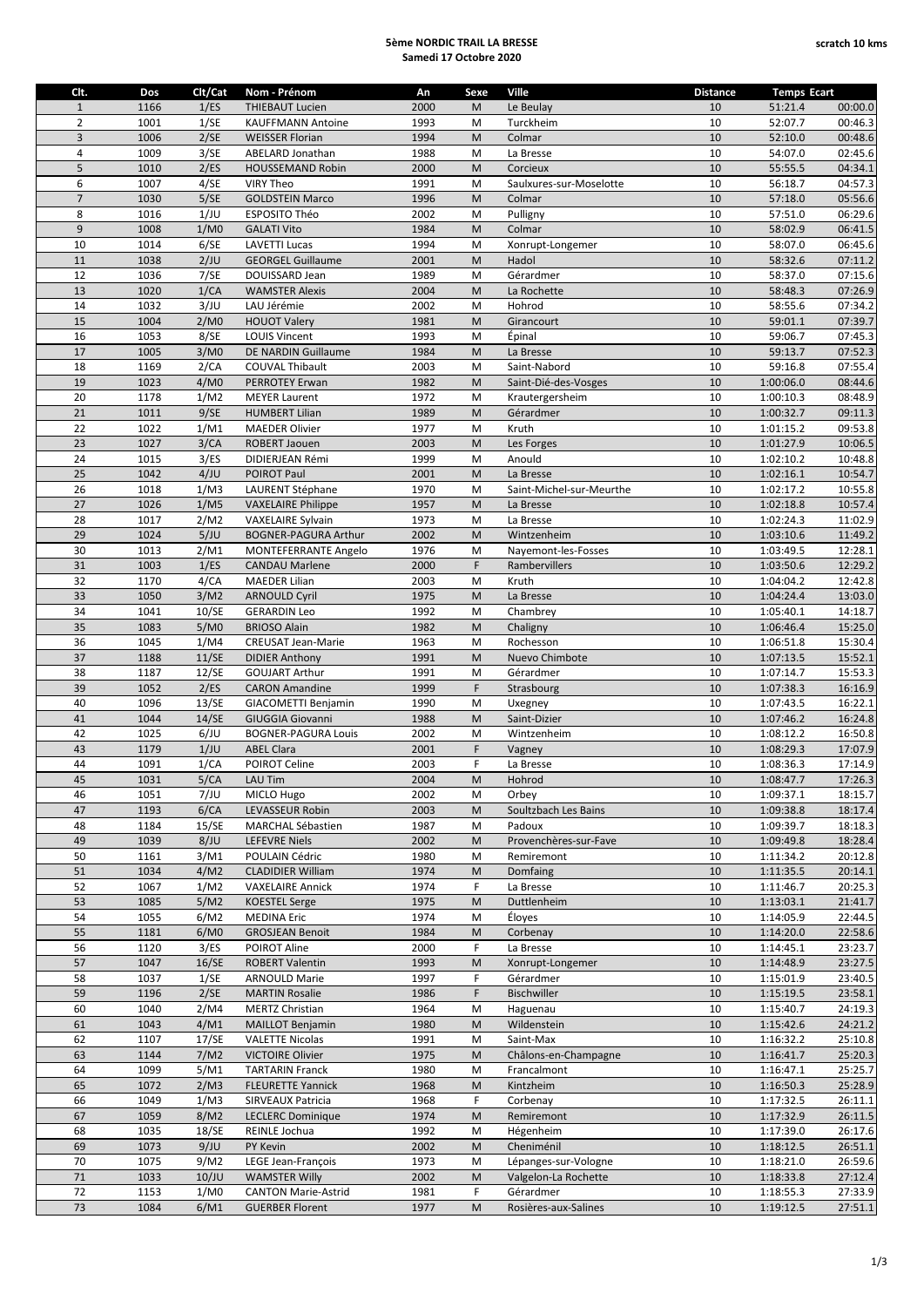**5ème NORDIC TRAIL LA BRESSE**
**Samedi 17 Octobre 2020**

**scratch 10 kms**

| Clt. | Dos | Clt/Cat | Nom - Prénom | An | Sexe | Ville | Distance | Temps | Ecart |
|---|---|---|---|---|---|---|---|---|---|
| 1 | 1166 | 1/ES | THIEBAUT Lucien | 2000 | M | Le Beulay | 10 | 51:21.4 | 00:00.0 |
| 2 | 1001 | 1/SE | KAUFFMANN Antoine | 1993 | M | Turckheim | 10 | 52:07.7 | 00:46.3 |
| 3 | 1006 | 2/SE | WEISSER Florian | 1994 | M | Colmar | 10 | 52:10.0 | 00:48.6 |
| 4 | 1009 | 3/SE | ABELARD Jonathan | 1988 | M | La Bresse | 10 | 54:07.0 | 02:45.6 |
| 5 | 1010 | 2/ES | HOUSSEMAND Robin | 2000 | M | Corcieux | 10 | 55:55.5 | 04:34.1 |
| 6 | 1007 | 4/SE | VIRY Theo | 1991 | M | Saulxures-sur-Moselotte | 10 | 56:18.7 | 04:57.3 |
| 7 | 1030 | 5/SE | GOLDSTEIN Marco | 1996 | M | Colmar | 10 | 57:18.0 | 05:56.6 |
| 8 | 1016 | 1/JU | ESPOSITO Théo | 2002 | M | Pulligny | 10 | 57:51.0 | 06:29.6 |
| 9 | 1008 | 1/M0 | GALATI Vito | 1984 | M | Colmar | 10 | 58:02.9 | 06:41.5 |
| 10 | 1014 | 6/SE | LAVETTI Lucas | 1994 | M | Xonrupt-Longemer | 10 | 58:07.0 | 06:45.6 |
| 11 | 1038 | 2/JU | GEORGEL Guillaume | 2001 | M | Hadol | 10 | 58:32.6 | 07:11.2 |
| 12 | 1036 | 7/SE | DOUISSARD Jean | 1989 | M | Gérardmer | 10 | 58:37.0 | 07:15.6 |
| 13 | 1020 | 1/CA | WAMSTER Alexis | 2004 | M | La Rochette | 10 | 58:48.3 | 07:26.9 |
| 14 | 1032 | 3/JU | LAU Jérémie | 2002 | M | Hohrod | 10 | 58:55.6 | 07:34.2 |
| 15 | 1004 | 2/M0 | HOUOT Valery | 1981 | M | Girancourt | 10 | 59:01.1 | 07:39.7 |
| 16 | 1053 | 8/SE | LOUIS Vincent | 1993 | M | Épinal | 10 | 59:06.7 | 07:45.3 |
| 17 | 1005 | 3/M0 | DE NARDIN Guillaume | 1984 | M | La Bresse | 10 | 59:13.7 | 07:52.3 |
| 18 | 1169 | 2/CA | COUVAL Thibault | 2003 | M | Saint-Nabord | 10 | 59:16.8 | 07:55.4 |
| 19 | 1023 | 4/M0 | PERROTEY Erwan | 1982 | M | Saint-Dié-des-Vosges | 10 | 1:00:06.0 | 08:44.6 |
| 20 | 1178 | 1/M2 | MEYER Laurent | 1972 | M | Krautergersheim | 10 | 1:00:10.3 | 08:48.9 |
| 21 | 1011 | 9/SE | HUMBERT Lilian | 1989 | M | Gérardmer | 10 | 1:00:32.7 | 09:11.3 |
| 22 | 1022 | 1/M1 | MAEDER Olivier | 1977 | M | Kruth | 10 | 1:01:15.2 | 09:53.8 |
| 23 | 1027 | 3/CA | ROBERT Jaouen | 2003 | M | Les Forges | 10 | 1:01:27.9 | 10:06.5 |
| 24 | 1015 | 3/ES | DIDIERJEAN Rémi | 1999 | M | Anould | 10 | 1:02:10.2 | 10:48.8 |
| 25 | 1042 | 4/JU | POIROT Paul | 2001 | M | La Bresse | 10 | 1:02:16.1 | 10:54.7 |
| 26 | 1018 | 1/M3 | LAURENT Stéphane | 1970 | M | Saint-Michel-sur-Meurthe | 10 | 1:02:17.2 | 10:55.8 |
| 27 | 1026 | 1/M5 | VAXELAIRE Philippe | 1957 | M | La Bresse | 10 | 1:02:18.8 | 10:57.4 |
| 28 | 1017 | 2/M2 | VAXELAIRE Sylvain | 1973 | M | La Bresse | 10 | 1:02:24.3 | 11:02.9 |
| 29 | 1024 | 5/JU | BOGNER-PAGURA Arthur | 2002 | M | Wintzenheim | 10 | 1:03:10.6 | 11:49.2 |
| 30 | 1013 | 2/M1 | MONTEFERRANTE Angelo | 1976 | M | Nayemont-les-Fosses | 10 | 1:03:49.5 | 12:28.1 |
| 31 | 1003 | 1/ES | CANDAU Marlene | 2000 | F | Rambervillers | 10 | 1:03:50.6 | 12:29.2 |
| 32 | 1170 | 4/CA | MAEDER Lilian | 2003 | M | Kruth | 10 | 1:04:04.2 | 12:42.8 |
| 33 | 1050 | 3/M2 | ARNOULD Cyril | 1975 | M | La Bresse | 10 | 1:04:24.4 | 13:03.0 |
| 34 | 1041 | 10/SE | GERARDIN Leo | 1992 | M | Chambrey | 10 | 1:05:40.1 | 14:18.7 |
| 35 | 1083 | 5/M0 | BRIOSO Alain | 1982 | M | Chaligny | 10 | 1:06:46.4 | 15:25.0 |
| 36 | 1045 | 1/M4 | CREUSAT Jean-Marie | 1963 | M | Rochesson | 10 | 1:06:51.8 | 15:30.4 |
| 37 | 1188 | 11/SE | DIDIER Anthony | 1991 | M | Nuevo Chimbote | 10 | 1:07:13.5 | 15:52.1 |
| 38 | 1187 | 12/SE | GOUJART Arthur | 1991 | M | Gérardmer | 10 | 1:07:14.7 | 15:53.3 |
| 39 | 1052 | 2/ES | CARON Amandine | 1999 | F | Strasbourg | 10 | 1:07:38.3 | 16:16.9 |
| 40 | 1096 | 13/SE | GIACOMETTI Benjamin | 1990 | M | Uxegney | 10 | 1:07:43.5 | 16:22.1 |
| 41 | 1044 | 14/SE | GIUGGIA Giovanni | 1988 | M | Saint-Dizier | 10 | 1:07:46.2 | 16:24.8 |
| 42 | 1025 | 6/JU | BOGNER-PAGURA Louis | 2002 | M | Wintzenheim | 10 | 1:08:12.2 | 16:50.8 |
| 43 | 1179 | 1/JU | ABEL Clara | 2001 | F | Vagney | 10 | 1:08:29.3 | 17:07.9 |
| 44 | 1091 | 1/CA | POIROT Celine | 2003 | F | La Bresse | 10 | 1:08:36.3 | 17:14.9 |
| 45 | 1031 | 5/CA | LAU Tim | 2004 | M | Hohrod | 10 | 1:08:47.7 | 17:26.3 |
| 46 | 1051 | 7/JU | MICLO Hugo | 2002 | M | Orbey | 10 | 1:09:37.1 | 18:15.7 |
| 47 | 1193 | 6/CA | LEVASSEUR Robin | 2003 | M | Soultzbach Les Bains | 10 | 1:09:38.8 | 18:17.4 |
| 48 | 1184 | 15/SE | MARCHAL Sébastien | 1987 | M | Padoux | 10 | 1:09:39.7 | 18:18.3 |
| 49 | 1039 | 8/JU | LEFEVRE Niels | 2002 | M | Provenchères-sur-Fave | 10 | 1:09:49.8 | 18:28.4 |
| 50 | 1161 | 3/M1 | POULAIN Cédric | 1980 | M | Remiremont | 10 | 1:11:34.2 | 20:12.8 |
| 51 | 1034 | 4/M2 | CLADIDIER William | 1974 | M | Domfaing | 10 | 1:11:35.5 | 20:14.1 |
| 52 | 1067 | 1/M2 | VAXELAIRE Annick | 1974 | F | La Bresse | 10 | 1:11:46.7 | 20:25.3 |
| 53 | 1085 | 5/M2 | KOESTEL Serge | 1975 | M | Duttlenheim | 10 | 1:13:03.1 | 21:41.7 |
| 54 | 1055 | 6/M2 | MEDINA Eric | 1974 | M | Éloyes | 10 | 1:14:05.9 | 22:44.5 |
| 55 | 1181 | 6/M0 | GROSJEAN Benoit | 1984 | M | Corbenay | 10 | 1:14:20.0 | 22:58.6 |
| 56 | 1120 | 3/ES | POIROT Aline | 2000 | F | La Bresse | 10 | 1:14:45.1 | 23:23.7 |
| 57 | 1047 | 16/SE | ROBERT Valentin | 1993 | M | Xonrupt-Longemer | 10 | 1:14:48.9 | 23:27.5 |
| 58 | 1037 | 1/SE | ARNOULD Marie | 1997 | F | Gérardmer | 10 | 1:15:01.9 | 23:40.5 |
| 59 | 1196 | 2/SE | MARTIN Rosalie | 1986 | F | Bischwiller | 10 | 1:15:19.5 | 23:58.1 |
| 60 | 1040 | 2/M4 | MERTZ Christian | 1964 | M | Haguenau | 10 | 1:15:40.7 | 24:19.3 |
| 61 | 1043 | 4/M1 | MAILLOT Benjamin | 1980 | M | Wildenstein | 10 | 1:15:42.6 | 24:21.2 |
| 62 | 1107 | 17/SE | VALETTE Nicolas | 1991 | M | Saint-Max | 10 | 1:16:32.2 | 25:10.8 |
| 63 | 1144 | 7/M2 | VICTOIRE Olivier | 1975 | M | Châlons-en-Champagne | 10 | 1:16:41.7 | 25:20.3 |
| 64 | 1099 | 5/M1 | TARTARIN Franck | 1980 | M | Francalmont | 10 | 1:16:47.1 | 25:25.7 |
| 65 | 1072 | 2/M3 | FLEURETTE Yannick | 1968 | M | Kintzheim | 10 | 1:16:50.3 | 25:28.9 |
| 66 | 1049 | 1/M3 | SIRVEAUX Patricia | 1968 | F | Corbenay | 10 | 1:17:32.5 | 26:11.1 |
| 67 | 1059 | 8/M2 | LECLERC Dominique | 1974 | M | Remiremont | 10 | 1:17:32.9 | 26:11.5 |
| 68 | 1035 | 18/SE | REINLE Jochua | 1992 | M | Hégenheim | 10 | 1:17:39.0 | 26:17.6 |
| 69 | 1073 | 9/JU | PY Kevin | 2002 | M | Cheniménil | 10 | 1:18:12.5 | 26:51.1 |
| 70 | 1075 | 9/M2 | LEGE Jean-François | 1973 | M | Lépanges-sur-Vologne | 10 | 1:18:21.0 | 26:59.6 |
| 71 | 1033 | 10/JU | WAMSTER Willy | 2002 | M | Valgelon-La Rochette | 10 | 1:18:33.8 | 27:12.4 |
| 72 | 1153 | 1/M0 | CANTON Marie-Astrid | 1981 | F | Gérardmer | 10 | 1:18:55.3 | 27:33.9 |
| 73 | 1084 | 6/M1 | GUERBER Florent | 1977 | M | Rosières-aux-Salines | 10 | 1:19:12.5 | 27:51.1 |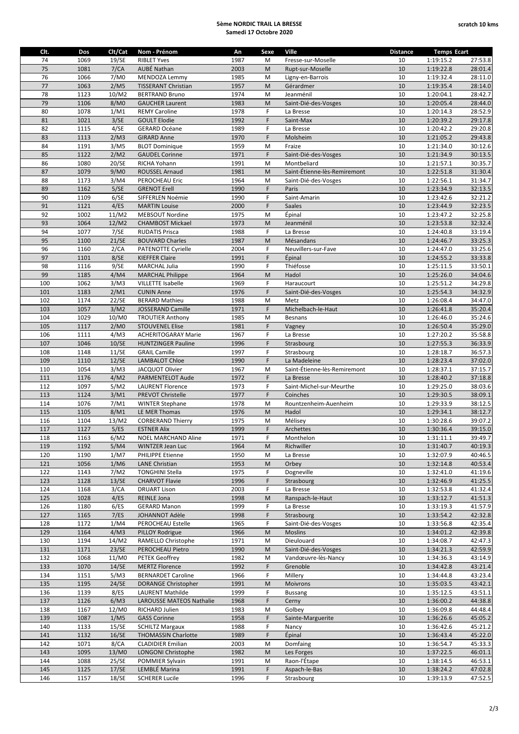**5ème NORDIC TRAIL LA BRESSE**
**Samedi 17 Octobre 2020**

**scratch 10 kms**

| Clt. | Dos | Clt/Cat | Nom - Prénom | An | Sexe | Ville | Distance | Temps | Ecart |
|---|---|---|---|---|---|---|---|---|---|
| 74 | 1069 | 19/SE | RIBLET Yves | 1987 | M | Fresse-sur-Moselle | 10 | 1:19:15.2 | 27:53.8 |
| 75 | 1081 | 7/CA | AUBÉ Nathan | 2003 | M | Rupt-sur-Moselle | 10 | 1:19:22.8 | 28:01.4 |
| 76 | 1066 | 7/M0 | MENDOZA Lemmy | 1985 | M | Ligny-en-Barrois | 10 | 1:19:32.4 | 28:11.0 |
| 77 | 1063 | 2/M5 | TISSERANT Christian | 1957 | M | Gérardmer | 10 | 1:19:35.4 | 28:14.0 |
| 78 | 1123 | 10/M2 | BERTRAND Bruno | 1974 | M | Jeanménil | 10 | 1:20:04.1 | 28:42.7 |
| 79 | 1106 | 8/M0 | GAUCHER Laurent | 1983 | M | Saint-Dié-des-Vosges | 10 | 1:20:05.4 | 28:44.0 |
| 80 | 1078 | 1/M1 | REMY Caroline | 1978 | F | La Bresse | 10 | 1:20:14.3 | 28:52.9 |
| 81 | 1021 | 3/SE | GOULT Elodie | 1992 | F | Saint-Max | 10 | 1:20:39.2 | 29:17.8 |
| 82 | 1115 | 4/SE | GERARD Océane | 1989 | F | La Bresse | 10 | 1:20:42.2 | 29:20.8 |
| 83 | 1113 | 2/M3 | GIRARD Anne | 1970 | F | Molsheim | 10 | 1:21:05.2 | 29:43.8 |
| 84 | 1191 | 3/M5 | BLOT Dominique | 1959 | M | Fraize | 10 | 1:21:34.0 | 30:12.6 |
| 85 | 1122 | 2/M2 | GAUDEL Corinne | 1971 | F | Saint-Dié-des-Vosges | 10 | 1:21:34.9 | 30:13.5 |
| 86 | 1080 | 20/SE | RICHA Yohann | 1991 | M | Montbeliard | 10 | 1:21:57.1 | 30:35.7 |
| 87 | 1079 | 9/M0 | ROUSSEL Arnaud | 1981 | M | Saint-Étienne-lès-Remiremont | 10 | 1:22:51.8 | 31:30.4 |
| 88 | 1173 | 3/M4 | PEROCHEAU Eric | 1964 | M | Saint-Dié-des-Vosges | 10 | 1:22:56.1 | 31:34.7 |
| 89 | 1162 | 5/SE | GRENOT Erell | 1990 | F | Paris | 10 | 1:23:34.9 | 32:13.5 |
| 90 | 1109 | 6/SE | SIFFERLEN Noémie | 1990 | F | Saint-Amarin | 10 | 1:23:42.6 | 32:21.2 |
| 91 | 1121 | 4/ES | MARTIN Louise | 2000 | F | Saales | 10 | 1:23:44.9 | 32:23.5 |
| 92 | 1002 | 11/M2 | MEBSOUT Nordine | 1975 | M | Épinal | 10 | 1:23:47.2 | 32:25.8 |
| 93 | 1064 | 12/M2 | CHAMBOST Mickael | 1973 | M | Jeanménil | 10 | 1:23:53.8 | 32:32.4 |
| 94 | 1077 | 7/SE | RUDATIS Prisca | 1988 | F | La Bresse | 10 | 1:24:40.8 | 33:19.4 |
| 95 | 1100 | 21/SE | BOUVARD Charles | 1987 | M | Mésandans | 10 | 1:24:46.7 | 33:25.3 |
| 96 | 1160 | 2/CA | PATENOTTE Cyrielle | 2004 | F | Neuvillers-sur-Fave | 10 | 1:24:47.0 | 33:25.6 |
| 97 | 1101 | 8/SE | KIEFFER Claire | 1991 | F | Épinal | 10 | 1:24:55.2 | 33:33.8 |
| 98 | 1116 | 9/SE | MARCHAL Julia | 1990 | F | Thiéfosse | 10 | 1:25:11.5 | 33:50.1 |
| 99 | 1185 | 4/M4 | MARCHAL Philippe | 1964 | M | Hadol | 10 | 1:25:26.0 | 34:04.6 |
| 100 | 1062 | 3/M3 | VILLETTE Isabelle | 1969 | F | Haraucourt | 10 | 1:25:51.2 | 34:29.8 |
| 101 | 1183 | 2/M1 | CUNIN Anne | 1976 | F | Saint-Dié-des-Vosges | 10 | 1:25:54.3 | 34:32.9 |
| 102 | 1174 | 22/SE | BERARD Mathieu | 1988 | M | Metz | 10 | 1:26:08.4 | 34:47.0 |
| 103 | 1057 | 3/M2 | JOSSERAND Camille | 1971 | F | Michelbach-le-Haut | 10 | 1:26:41.8 | 35:20.4 |
| 104 | 1029 | 10/M0 | TROUTIER Anthony | 1985 | M | Besnans | 10 | 1:26:46.0 | 35:24.6 |
| 105 | 1117 | 2/M0 | STOUVENEL Elise | 1981 | F | Vagney | 10 | 1:26:50.4 | 35:29.0 |
| 106 | 1111 | 4/M3 | ACHERITOGARAY Marie | 1967 | F | La Bresse | 10 | 1:27:20.2 | 35:58.8 |
| 107 | 1046 | 10/SE | HUNTZINGER Pauline | 1996 | F | Strasbourg | 10 | 1:27:55.3 | 36:33.9 |
| 108 | 1148 | 11/SE | GRAIL Camille | 1997 | F | Strasbourg | 10 | 1:28:18.7 | 36:57.3 |
| 109 | 1110 | 12/SE | LAMBALOT Chloe | 1990 | F | La Madeleine | 10 | 1:28:23.4 | 37:02.0 |
| 110 | 1054 | 3/M3 | JACQUOT Olivier | 1967 | M | Saint-Étienne-lès-Remiremont | 10 | 1:28:37.1 | 37:15.7 |
| 111 | 1176 | 4/M2 | PARMENTELOT Aude | 1972 | F | La Bresse | 10 | 1:28:40.2 | 37:18.8 |
| 112 | 1097 | 5/M2 | LAURENT Florence | 1973 | F | Saint-Michel-sur-Meurthe | 10 | 1:29:25.0 | 38:03.6 |
| 113 | 1124 | 3/M1 | PREVOT Christelle | 1977 | F | Coinches | 10 | 1:29:30.5 | 38:09.1 |
| 114 | 1076 | 7/M1 | WINTER Stephane | 1978 | M | Rountzenheim-Auenheim | 10 | 1:29:33.9 | 38:12.5 |
| 115 | 1105 | 8/M1 | LE MER Thomas | 1976 | M | Hadol | 10 | 1:29:34.1 | 38:12.7 |
| 116 | 1104 | 13/M2 | CORBERAND Thierry | 1975 | M | Mélisey | 10 | 1:30:28.6 | 39:07.2 |
| 117 | 1127 | 5/ES | ESTNER Alix | 1999 | F | Archettes | 10 | 1:30:36.4 | 39:15.0 |
| 118 | 1163 | 6/M2 | NOEL MARCHAND Aline | 1971 | F | Monthelon | 10 | 1:31:11.1 | 39:49.7 |
| 119 | 1192 | 5/M4 | WINTZER Jean Luc | 1964 | M | Richwiller | 10 | 1:31:40.7 | 40:19.3 |
| 120 | 1190 | 1/M7 | PHILIPPE Etienne | 1950 | M | La Bresse | 10 | 1:32:07.9 | 40:46.5 |
| 121 | 1056 | 1/M6 | LANE Christian | 1953 | M | Orbey | 10 | 1:32:14.8 | 40:53.4 |
| 122 | 1143 | 7/M2 | TONGHINI Stella | 1975 | F | Dogneville | 10 | 1:32:41.0 | 41:19.6 |
| 123 | 1128 | 13/SE | CHARVOT Flavie | 1996 | F | Strasbourg | 10 | 1:32:46.9 | 41:25.5 |
| 124 | 1168 | 3/CA | DRUART Lison | 2003 | F | La Bresse | 10 | 1:32:53.8 | 41:32.4 |
| 125 | 1028 | 4/ES | REINLE Jona | 1998 | M | Ranspach-le-Haut | 10 | 1:33:12.7 | 41:51.3 |
| 126 | 1180 | 6/ES | GERARD Manon | 1999 | F | La Bresse | 10 | 1:33:19.3 | 41:57.9 |
| 127 | 1165 | 7/ES | JOHANNOT Adèle | 1998 | F | Strasbourg | 10 | 1:33:54.2 | 42:32.8 |
| 128 | 1172 | 1/M4 | PEROCHEAU Estelle | 1965 | F | Saint-Dié-des-Vosges | 10 | 1:33:56.8 | 42:35.4 |
| 129 | 1164 | 4/M3 | PILLOY Rodrigue | 1966 | M | Moslins | 10 | 1:34:01.2 | 42:39.8 |
| 130 | 1194 | 14/M2 | RAMELLO Christophe | 1971 | M | Dieulouard | 10 | 1:34:08.7 | 42:47.3 |
| 131 | 1171 | 23/SE | PEROCHEAU Pietro | 1990 | M | Saint-Dié-des-Vosges | 10 | 1:34:21.3 | 42:59.9 |
| 132 | 1068 | 11/M0 | PETEK Geoffrey | 1982 | M | Vandœuvre-lès-Nancy | 10 | 1:34:36.3 | 43:14.9 |
| 133 | 1070 | 14/SE | MERTZ Florence | 1992 | F | Grenoble | 10 | 1:34:42.8 | 43:21.4 |
| 134 | 1151 | 5/M3 | BERNARDET Caroline | 1966 | F | Millery | 10 | 1:34:44.8 | 43:23.4 |
| 135 | 1195 | 24/SE | DORANGE Christopher | 1991 | M | Moivrons | 10 | 1:35:03.5 | 43:42.1 |
| 136 | 1139 | 8/ES | LAURENT Mathilde | 1999 | F | Bussang | 10 | 1:35:12.5 | 43:51.1 |
| 137 | 1126 | 6/M3 | LAROUSSE MATEOS Nathalie | 1968 | F | Cerny | 10 | 1:36:00.2 | 44:38.8 |
| 138 | 1167 | 12/M0 | RICHARD Julien | 1983 | M | Golbey | 10 | 1:36:09.8 | 44:48.4 |
| 139 | 1087 | 1/M5 | GASS Corinne | 1958 | F | Sainte-Marguerite | 10 | 1:36:26.6 | 45:05.2 |
| 140 | 1133 | 15/SE | SCHILTZ Margaux | 1988 | F | Nancy | 10 | 1:36:42.6 | 45:21.2 |
| 141 | 1132 | 16/SE | THOMASSIN Charlotte | 1989 | F | Épinal | 10 | 1:36:43.4 | 45:22.0 |
| 142 | 1071 | 8/CA | CLADIDIER Emilian | 2003 | M | Domfaing | 10 | 1:36:54.7 | 45:33.3 |
| 143 | 1095 | 13/M0 | LONGONI Christophe | 1982 | M | Les Forges | 10 | 1:37:22.5 | 46:01.1 |
| 144 | 1088 | 25/SE | POMMIER Sylvain | 1991 | M | Raon-l'Étape | 10 | 1:38:14.5 | 46:53.1 |
| 145 | 1125 | 17/SE | LEMBLÉ Marina | 1991 | F | Aspach-le-Bas | 10 | 1:38:24.2 | 47:02.8 |
| 146 | 1157 | 18/SE | SCHERER Lucile | 1996 | F | Strasbourg | 10 | 1:39:13.9 | 47:52.5 |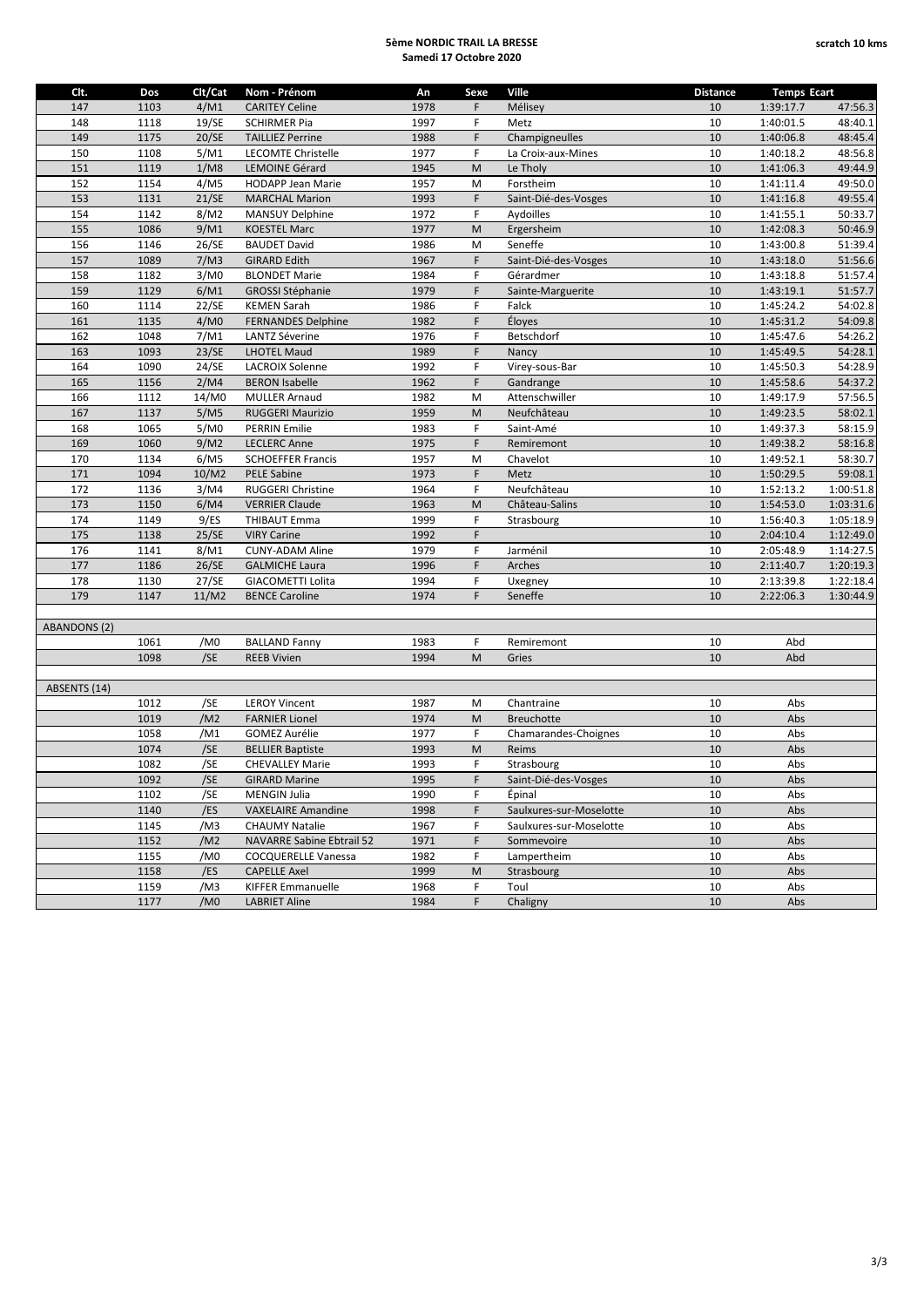**5ème NORDIC TRAIL LA BRESSE**
**Samedi 17 Octobre 2020**

**scratch 10 kms**

| Clt. | Dos | Clt/Cat | Nom - Prénom | An | Sexe | Ville | Distance | Temps | Ecart |
|---|---|---|---|---|---|---|---|---|---|
| 147 | 1103 | 4/M1 | CARITEY Celine | 1978 | F | Mélisey | 10 | 1:39:17.7 | 47:56.3 |
| 148 | 1118 | 19/SE | SCHIRMER Pia | 1997 | F | Metz | 10 | 1:40:01.5 | 48:40.1 |
| 149 | 1175 | 20/SE | TAILLIEZ Perrine | 1988 | F | Champigneulles | 10 | 1:40:06.8 | 48:45.4 |
| 150 | 1108 | 5/M1 | LECOMTE Christelle | 1977 | F | La Croix-aux-Mines | 10 | 1:40:18.2 | 48:56.8 |
| 151 | 1119 | 1/M8 | LEMOINE Gérard | 1945 | M | Le Tholy | 10 | 1:41:06.3 | 49:44.9 |
| 152 | 1154 | 4/M5 | HODAPP Jean Marie | 1957 | M | Forstheim | 10 | 1:41:11.4 | 49:50.0 |
| 153 | 1131 | 21/SE | MARCHAL Marion | 1993 | F | Saint-Dié-des-Vosges | 10 | 1:41:16.8 | 49:55.4 |
| 154 | 1142 | 8/M2 | MANSUY Delphine | 1972 | F | Aydoilles | 10 | 1:41:55.1 | 50:33.7 |
| 155 | 1086 | 9/M1 | KOESTEL Marc | 1977 | M | Ergersheim | 10 | 1:42:08.3 | 50:46.9 |
| 156 | 1146 | 26/SE | BAUDET David | 1986 | M | Seneffe | 10 | 1:43:00.8 | 51:39.4 |
| 157 | 1089 | 7/M3 | GIRARD Edith | 1967 | F | Saint-Dié-des-Vosges | 10 | 1:43:18.0 | 51:56.6 |
| 158 | 1182 | 3/M0 | BLONDET Marie | 1984 | F | Gérardmer | 10 | 1:43:18.8 | 51:57.4 |
| 159 | 1129 | 6/M1 | GROSSI Stéphanie | 1979 | F | Sainte-Marguerite | 10 | 1:43:19.1 | 51:57.7 |
| 160 | 1114 | 22/SE | KEMEN Sarah | 1986 | F | Falck | 10 | 1:45:24.2 | 54:02.8 |
| 161 | 1135 | 4/M0 | FERNANDES Delphine | 1982 | F | Éloyes | 10 | 1:45:31.2 | 54:09.8 |
| 162 | 1048 | 7/M1 | LANTZ Séverine | 1976 | F | Betschdorf | 10 | 1:45:47.6 | 54:26.2 |
| 163 | 1093 | 23/SE | LHOTEL Maud | 1989 | F | Nancy | 10 | 1:45:49.5 | 54:28.1 |
| 164 | 1090 | 24/SE | LACROIX Solenne | 1992 | F | Virey-sous-Bar | 10 | 1:45:50.3 | 54:28.9 |
| 165 | 1156 | 2/M4 | BERON Isabelle | 1962 | F | Gandrange | 10 | 1:45:58.6 | 54:37.2 |
| 166 | 1112 | 14/M0 | MULLER Arnaud | 1982 | M | Attenschwiller | 10 | 1:49:17.9 | 57:56.5 |
| 167 | 1137 | 5/M5 | RUGGERI Maurizio | 1959 | M | Neufchâteau | 10 | 1:49:23.5 | 58:02.1 |
| 168 | 1065 | 5/M0 | PERRIN Emilie | 1983 | F | Saint-Amé | 10 | 1:49:37.3 | 58:15.9 |
| 169 | 1060 | 9/M2 | LECLERC Anne | 1975 | F | Remiremont | 10 | 1:49:38.2 | 58:16.8 |
| 170 | 1134 | 6/M5 | SCHOEFFER Francis | 1957 | M | Chavelot | 10 | 1:49:52.1 | 58:30.7 |
| 171 | 1094 | 10/M2 | PELE Sabine | 1973 | F | Metz | 10 | 1:50:29.5 | 59:08.1 |
| 172 | 1136 | 3/M4 | RUGGERI Christine | 1964 | F | Neufchâteau | 10 | 1:52:13.2 | 1:00:51.8 |
| 173 | 1150 | 6/M4 | VERRIER Claude | 1963 | M | Château-Salins | 10 | 1:54:53.0 | 1:03:31.6 |
| 174 | 1149 | 9/ES | THIBAUT Emma | 1999 | F | Strasbourg | 10 | 1:56:40.3 | 1:05:18.9 |
| 175 | 1138 | 25/SE | VIRY Carine | 1992 | F | | 10 | 2:04:10.4 | 1:12:49.0 |
| 176 | 1141 | 8/M1 | CUNY-ADAM Aline | 1979 | F | Jarménil | 10 | 2:05:48.9 | 1:14:27.5 |
| 177 | 1186 | 26/SE | GALMICHE Laura | 1996 | F | Arches | 10 | 2:11:40.7 | 1:20:19.3 |
| 178 | 1130 | 27/SE | GIACOMETTI Lolita | 1994 | F | Uxegney | 10 | 2:13:39.8 | 1:22:18.4 |
| 179 | 1147 | 11/M2 | BENCE Caroline | 1974 | F | Seneffe | 10 | 2:22:06.3 | 1:30:44.9 |
| | | | | | | | | | |
| ABANDONS (2) | | | | | | | | | |
| | 1061 | /M0 | BALLAND Fanny | 1983 | F | Remiremont | 10 | Abd | |
| | 1098 | /SE | REEB Vivien | 1994 | M | Gries | 10 | Abd | |
| | | | | | | | | | |
| ABSENTS (14) | | | | | | | | | |
| | 1012 | /SE | LEROY Vincent | 1987 | M | Chantraine | 10 | Abs | |
| | 1019 | /M2 | FARNIER Lionel | 1974 | M | Breuchotte | 10 | Abs | |
| | 1058 | /M1 | GOMEZ Aurélie | 1977 | F | Chamarandes-Choignes | 10 | Abs | |
| | 1074 | /SE | BELLIER Baptiste | 1993 | M | Reims | 10 | Abs | |
| | 1082 | /SE | CHEVALLEY Marie | 1993 | F | Strasbourg | 10 | Abs | |
| | 1092 | /SE | GIRARD Marine | 1995 | F | Saint-Dié-des-Vosges | 10 | Abs | |
| | 1102 | /SE | MENGIN Julia | 1990 | F | Épinal | 10 | Abs | |
| | 1140 | /ES | VAXELAIRE Amandine | 1998 | F | Saulxures-sur-Moselotte | 10 | Abs | |
| | 1145 | /M3 | CHAUMY Natalie | 1967 | F | Saulxures-sur-Moselotte | 10 | Abs | |
| | 1152 | /M2 | NAVARRE Sabine Ebtrail 52 | 1971 | F | Sommevoire | 10 | Abs | |
| | 1155 | /M0 | COCQUERELLE Vanessa | 1982 | F | Lampertheim | 10 | Abs | |
| | 1158 | /ES | CAPELLE Axel | 1999 | M | Strasbourg | 10 | Abs | |
| | 1159 | /M3 | KIFFER Emmanuelle | 1968 | F | Toul | 10 | Abs | |
| | 1177 | /M0 | LABRIET Aline | 1984 | F | Chaligny | 10 | Abs | |